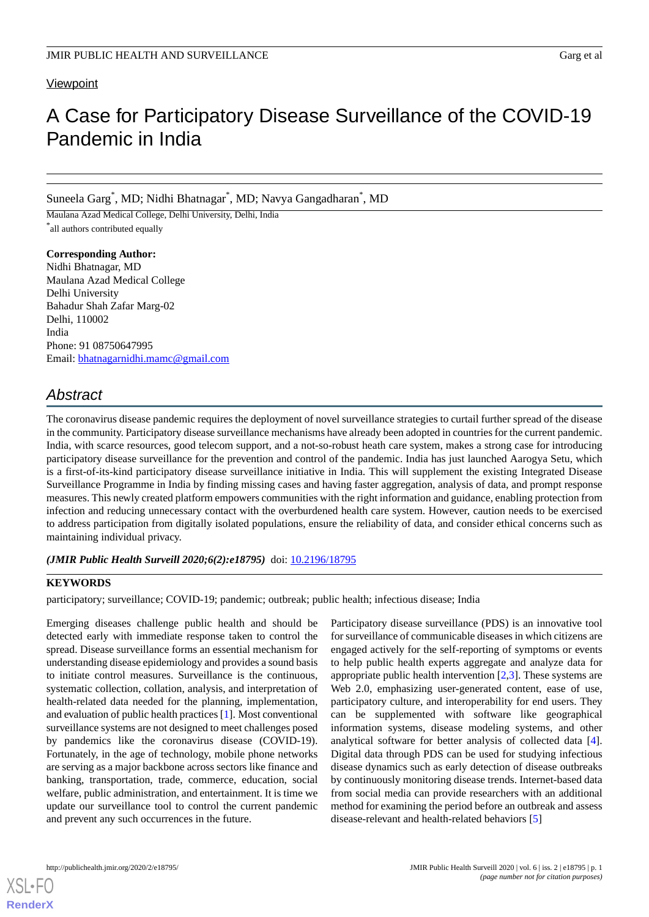Viewpoint

# A Case for Participatory Disease Surveillance of the COVID-19 Pandemic in India

Suneela Garg[*], MD; Nidhi Bhatnagar[*], MD; Navya Gangadharan[*], MD

Maulana Azad Medical College, Delhi University, Delhi, India

[*]all authors contributed equally

**Corresponding Author:**
Nidhi Bhatnagar, MD
Maulana Azad Medical College
Delhi University
Bahadur Shah Zafar Marg-02
Delhi, 110002
India
Phone: 91 08750647995
Email: bhatnagarnidhi.mamc@gmail.com

## Abstract

The coronavirus disease pandemic requires the deployment of novel surveillance strategies to curtail further spread of the disease in the community. Participatory disease surveillance mechanisms have already been adopted in countries for the current pandemic. India, with scarce resources, good telecom support, and a not-so-robust heath care system, makes a strong case for introducing participatory disease surveillance for the prevention and control of the pandemic. India has just launched Aarogya Setu, which is a first-of-its-kind participatory disease surveillance initiative in India. This will supplement the existing Integrated Disease Surveillance Programme in India by finding missing cases and having faster aggregation, analysis of data, and prompt response measures. This newly created platform empowers communities with the right information and guidance, enabling protection from infection and reducing unnecessary contact with the overburdened health care system. However, caution needs to be exercised to address participation from digitally isolated populations, ensure the reliability of data, and consider ethical concerns such as maintaining individual privacy.

***(JMIR Public Health Surveill 2020;6(2):e18795)*** doi: 10.2196/18795

**KEYWORDS**

participatory; surveillance; COVID-19; pandemic; outbreak; public health; infectious disease; India

Emerging diseases challenge public health and should be detected early with immediate response taken to control the spread. Disease surveillance forms an essential module for understanding disease epidemiology and provides a sound basis to initiate control measures. Surveillance is the continuous, systematic collection, collation, analysis, and interpretation of health-related data needed for the planning, implementation, and evaluation of public health practices [1]. Most conventional surveillance systems are not designed to meet challenges posed by pandemics like the coronavirus disease (COVID-19). Fortunately, in the age of technology, mobile phone networks are serving as a major backbone across sectors like finance and banking, transportation, trade, commerce, education, social welfare, public administration, and entertainment. It is time we update our surveillance tool to control the current pandemic and prevent any such occurrences in the future.

Participatory disease surveillance (PDS) is an innovative tool for surveillance of communicable diseases in which citizens are engaged actively for the self-reporting of symptoms or events to help public health experts aggregate and analyze data for appropriate public health intervention [2,3]. These systems are Web 2.0, emphasizing user-generated content, ease of use, participatory culture, and interoperability for end users. They can be supplemented with software like geographical information systems, disease modeling systems, and other analytical software for better analysis of collected data [4]. Digital data through PDS can be used for studying infectious disease dynamics such as early detection of disease outbreaks by continuously monitoring disease trends. Internet-based data from social media can provide researchers with an additional method for examining the period before an outbreak and assess disease-relevant and health-related behaviors [5]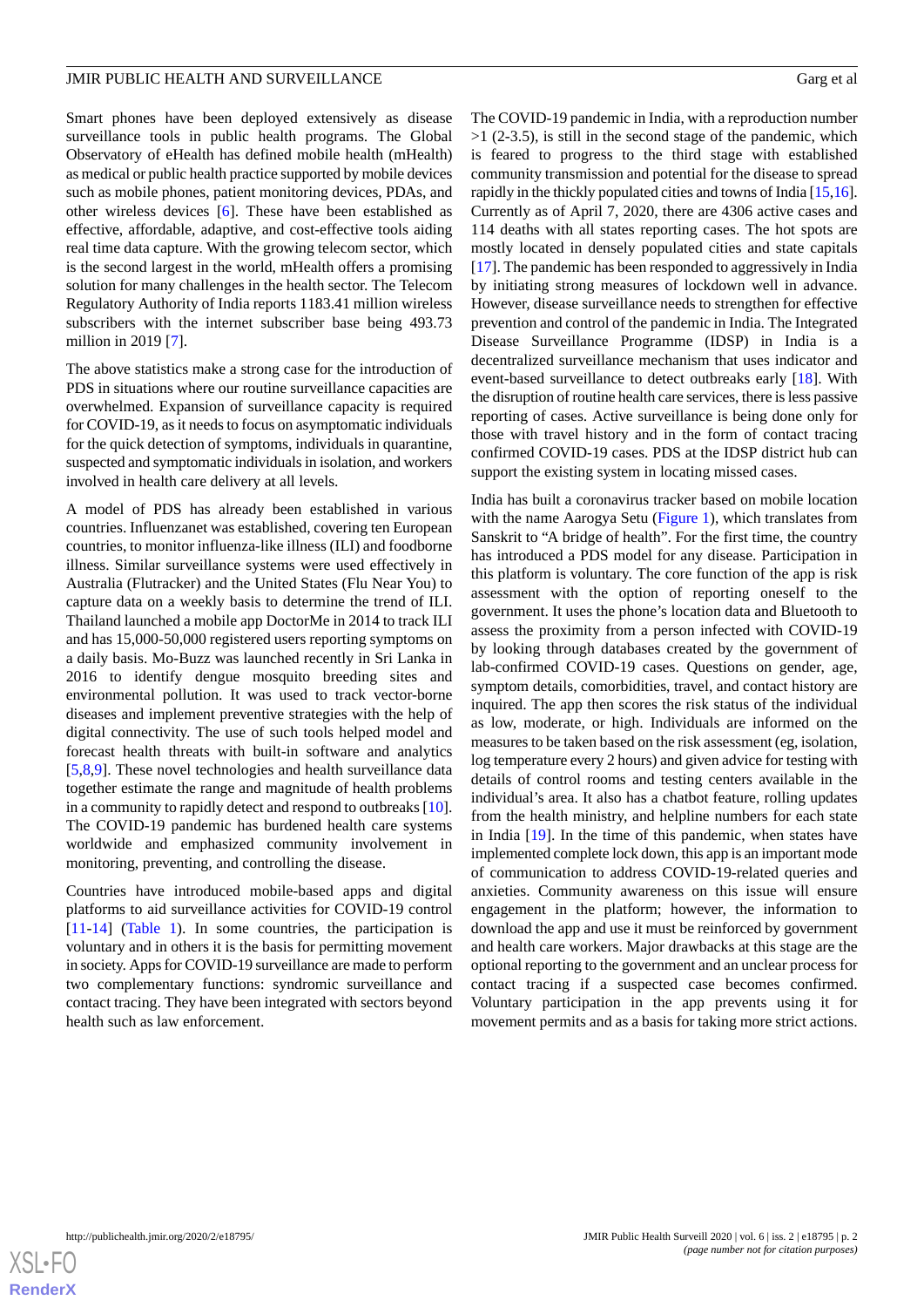Smart phones have been deployed extensively as disease surveillance tools in public health programs. The Global Observatory of eHealth has defined mobile health (mHealth) as medical or public health practice supported by mobile devices such as mobile phones, patient monitoring devices, PDAs, and other wireless devices [6]. These have been established as effective, affordable, adaptive, and cost-effective tools aiding real time data capture. With the growing telecom sector, which is the second largest in the world, mHealth offers a promising solution for many challenges in the health sector. The Telecom Regulatory Authority of India reports 1183.41 million wireless subscribers with the internet subscriber base being 493.73 million in 2019 [7].

The above statistics make a strong case for the introduction of PDS in situations where our routine surveillance capacities are overwhelmed. Expansion of surveillance capacity is required for COVID-19, as it needs to focus on asymptomatic individuals for the quick detection of symptoms, individuals in quarantine, suspected and symptomatic individuals in isolation, and workers involved in health care delivery at all levels.

A model of PDS has already been established in various countries. Influenzanet was established, covering ten European countries, to monitor influenza-like illness (ILI) and foodborne illness. Similar surveillance systems were used effectively in Australia (Flutracker) and the United States (Flu Near You) to capture data on a weekly basis to determine the trend of ILI. Thailand launched a mobile app DoctorMe in 2014 to track ILI and has 15,000-50,000 registered users reporting symptoms on a daily basis. Mo-Buzz was launched recently in Sri Lanka in 2016 to identify dengue mosquito breeding sites and environmental pollution. It was used to track vector-borne diseases and implement preventive strategies with the help of digital connectivity. The use of such tools helped model and forecast health threats with built-in software and analytics [5,8,9]. These novel technologies and health surveillance data together estimate the range and magnitude of health problems in a community to rapidly detect and respond to outbreaks [10]. The COVID-19 pandemic has burdened health care systems worldwide and emphasized community involvement in monitoring, preventing, and controlling the disease.

Countries have introduced mobile-based apps and digital platforms to aid surveillance activities for COVID-19 control [11-14] (Table 1). In some countries, the participation is voluntary and in others it is the basis for permitting movement in society. Apps for COVID-19 surveillance are made to perform two complementary functions: syndromic surveillance and contact tracing. They have been integrated with sectors beyond health such as law enforcement.

The COVID-19 pandemic in India, with a reproduction number >1 (2-3.5), is still in the second stage of the pandemic, which is feared to progress to the third stage with established community transmission and potential for the disease to spread rapidly in the thickly populated cities and towns of India [15,16]. Currently as of April 7, 2020, there are 4306 active cases and 114 deaths with all states reporting cases. The hot spots are mostly located in densely populated cities and state capitals [17]. The pandemic has been responded to aggressively in India by initiating strong measures of lockdown well in advance. However, disease surveillance needs to strengthen for effective prevention and control of the pandemic in India. The Integrated Disease Surveillance Programme (IDSP) in India is a decentralized surveillance mechanism that uses indicator and event-based surveillance to detect outbreaks early [18]. With the disruption of routine health care services, there is less passive reporting of cases. Active surveillance is being done only for those with travel history and in the form of contact tracing confirmed COVID-19 cases. PDS at the IDSP district hub can support the existing system in locating missed cases.

India has built a coronavirus tracker based on mobile location with the name Aarogya Setu (Figure 1), which translates from Sanskrit to "A bridge of health". For the first time, the country has introduced a PDS model for any disease. Participation in this platform is voluntary. The core function of the app is risk assessment with the option of reporting oneself to the government. It uses the phone's location data and Bluetooth to assess the proximity from a person infected with COVID-19 by looking through databases created by the government of lab-confirmed COVID-19 cases. Questions on gender, age, symptom details, comorbidities, travel, and contact history are inquired. The app then scores the risk status of the individual as low, moderate, or high. Individuals are informed on the measures to be taken based on the risk assessment (eg, isolation, log temperature every 2 hours) and given advice for testing with details of control rooms and testing centers available in the individual's area. It also has a chatbot feature, rolling updates from the health ministry, and helpline numbers for each state in India [19]. In the time of this pandemic, when states have implemented complete lock down, this app is an important mode of communication to address COVID-19-related queries and anxieties. Community awareness on this issue will ensure engagement in the platform; however, the information to download the app and use it must be reinforced by government and health care workers. Major drawbacks at this stage are the optional reporting to the government and an unclear process for contact tracing if a suspected case becomes confirmed. Voluntary participation in the app prevents using it for movement permits and as a basis for taking more strict actions.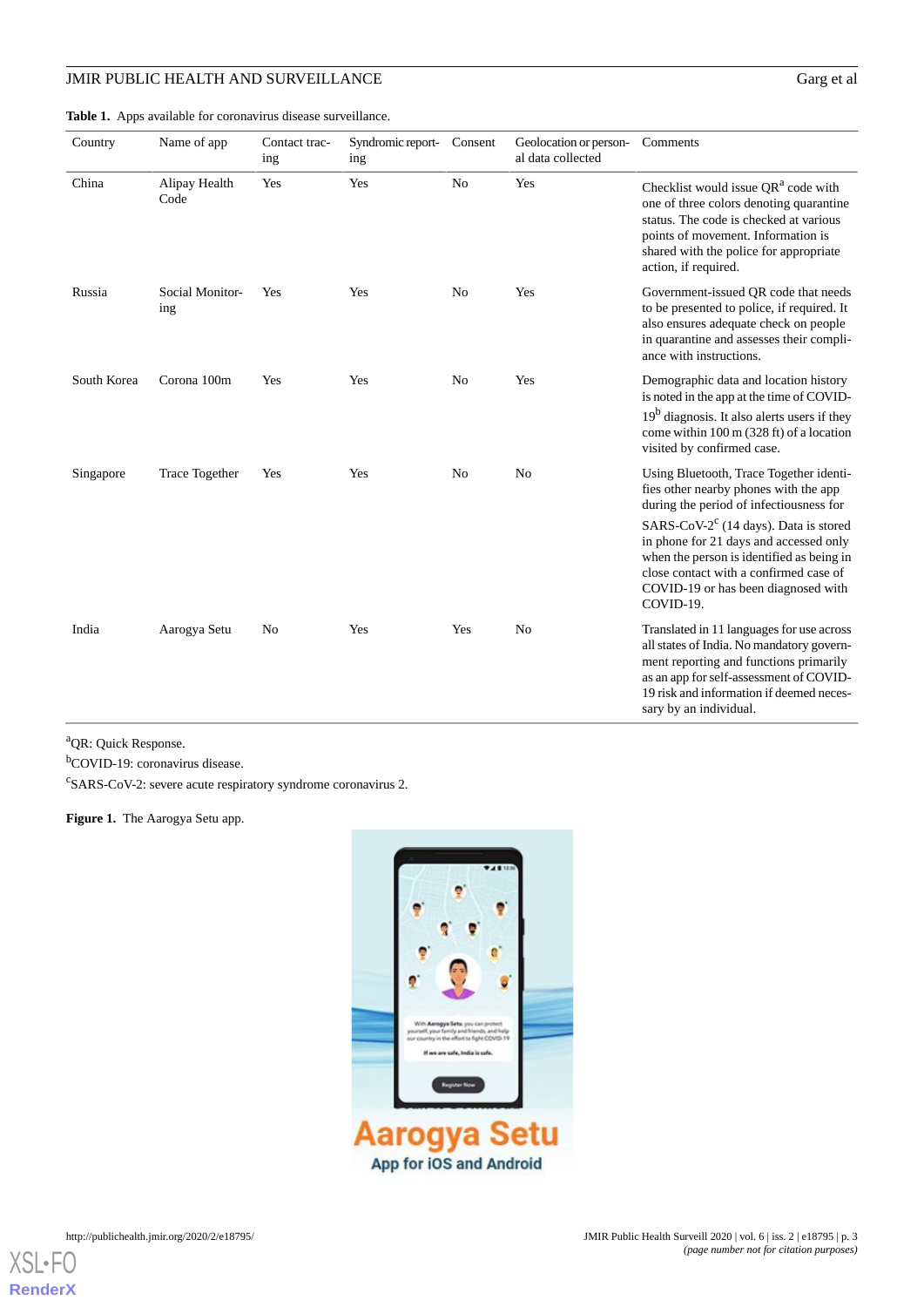**Table 1.** Apps available for coronavirus disease surveillance.

| Country | Name of app | Contact tracing | Syndromic reporting | Consent | Geolocation or personal data collected | Comments |
|---|---|---|---|---|---|---|
| China | Alipay Health Code | Yes | Yes | No | Yes | Checklist would issue QR[a] code with one of three colors denoting quarantine status. The code is checked at various points of movement. Information is shared with the police for appropriate action, if required. |
| Russia | Social Monitoring | Yes | Yes | No | Yes | Government-issued QR code that needs to be presented to police, if required. It also ensures adequate check on people in quarantine and assesses their compliance with instructions. |
| South Korea | Corona 100m | Yes | Yes | No | Yes | Demographic data and location history is noted in the app at the time of COVID-19[b] diagnosis. It also alerts users if they come within 100 m (328 ft) of a location visited by confirmed case. |
| Singapore | Trace Together | Yes | Yes | No | No | Using Bluetooth, Trace Together identifies other nearby phones with the app during the period of infectiousness for SARS-CoV-2[c] (14 days). Data is stored in phone for 21 days and accessed only when the person is identified as being in close contact with a confirmed case of COVID-19 or has been diagnosed with COVID-19. |
| India | Aarogya Setu | No | Yes | Yes | No | Translated in 11 languages for use across all states of India. No mandatory government reporting and functions primarily as an app for self-assessment of COVID-19 risk and information if deemed necessary by an individual. |

[a]QR: Quick Response.

[b]COVID-19: coronavirus disease.

[c]SARS-CoV-2: severe acute respiratory syndrome coronavirus 2.

**Figure 1.** The Aarogya Setu app.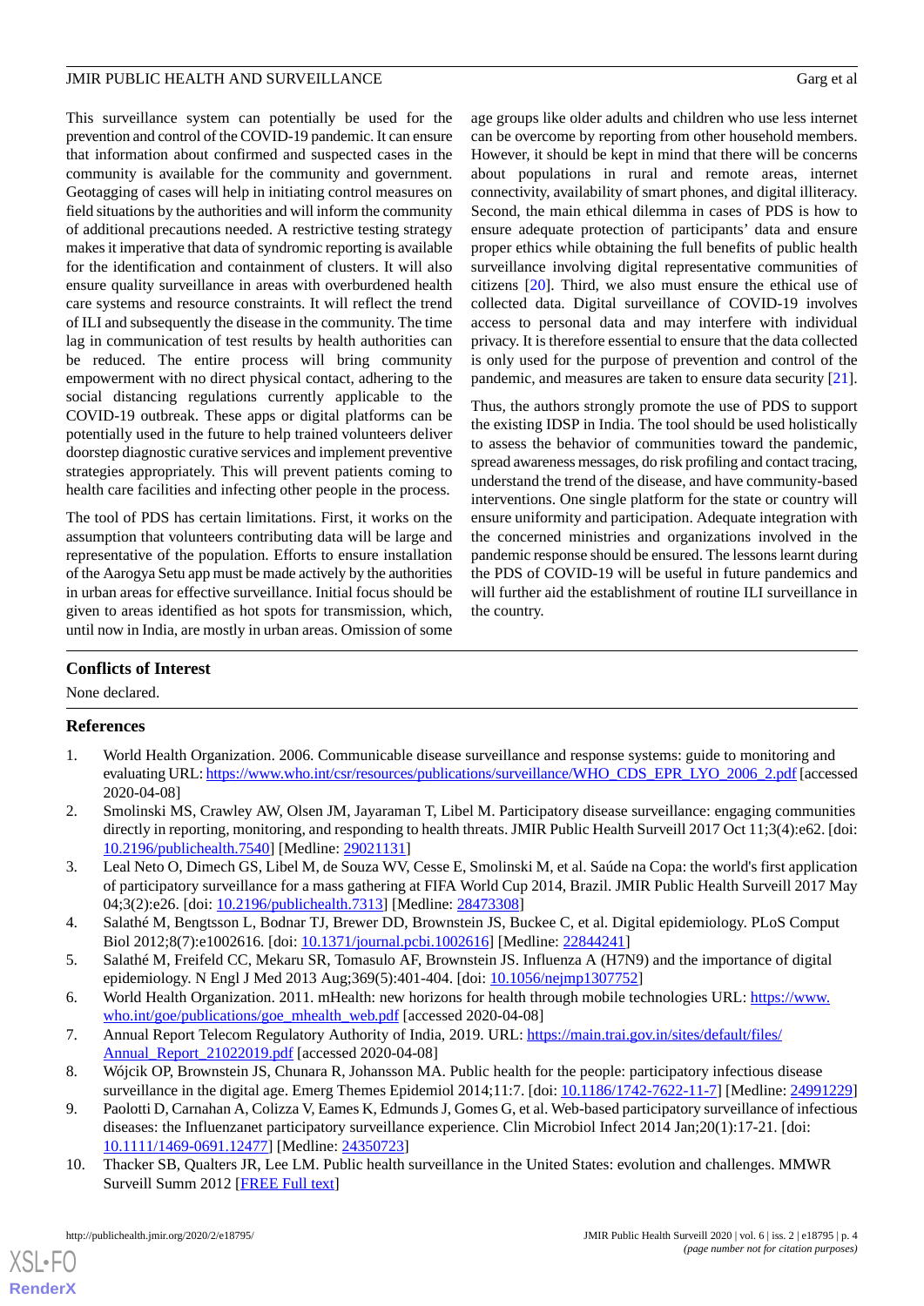This surveillance system can potentially be used for the prevention and control of the COVID-19 pandemic. It can ensure that information about confirmed and suspected cases in the community is available for the community and government. Geotagging of cases will help in initiating control measures on field situations by the authorities and will inform the community of additional precautions needed. A restrictive testing strategy makes it imperative that data of syndromic reporting is available for the identification and containment of clusters. It will also ensure quality surveillance in areas with overburdened health care systems and resource constraints. It will reflect the trend of ILI and subsequently the disease in the community. The time lag in communication of test results by health authorities can be reduced. The entire process will bring community empowerment with no direct physical contact, adhering to the social distancing regulations currently applicable to the COVID-19 outbreak. These apps or digital platforms can be potentially used in the future to help trained volunteers deliver doorstep diagnostic curative services and implement preventive strategies appropriately. This will prevent patients coming to health care facilities and infecting other people in the process.

The tool of PDS has certain limitations. First, it works on the assumption that volunteers contributing data will be large and representative of the population. Efforts to ensure installation of the Aarogya Setu app must be made actively by the authorities in urban areas for effective surveillance. Initial focus should be given to areas identified as hot spots for transmission, which, until now in India, are mostly in urban areas. Omission of some age groups like older adults and children who use less internet can be overcome by reporting from other household members. However, it should be kept in mind that there will be concerns about populations in rural and remote areas, internet connectivity, availability of smart phones, and digital illiteracy. Second, the main ethical dilemma in cases of PDS is how to ensure adequate protection of participants' data and ensure proper ethics while obtaining the full benefits of public health surveillance involving digital representative communities of citizens [20]. Third, we also must ensure the ethical use of collected data. Digital surveillance of COVID-19 involves access to personal data and may interfere with individual privacy. It is therefore essential to ensure that the data collected is only used for the purpose of prevention and control of the pandemic, and measures are taken to ensure data security [21].

Thus, the authors strongly promote the use of PDS to support the existing IDSP in India. The tool should be used holistically to assess the behavior of communities toward the pandemic, spread awareness messages, do risk profiling and contact tracing, understand the trend of the disease, and have community-based interventions. One single platform for the state or country will ensure uniformity and participation. Adequate integration with the concerned ministries and organizations involved in the pandemic response should be ensured. The lessons learnt during the PDS of COVID-19 will be useful in future pandemics and will further aid the establishment of routine ILI surveillance in the country.

## Conflicts of Interest

None declared.

## References

1. World Health Organization. 2006. Communicable disease surveillance and response systems: guide to monitoring and evaluating URL: https://www.who.int/csr/resources/publications/surveillance/WHO_CDS_EPR_LYO_2006_2.pdf [accessed 2020-04-08]
2. Smolinski MS, Crawley AW, Olsen JM, Jayaraman T, Libel M. Participatory disease surveillance: engaging communities directly in reporting, monitoring, and responding to health threats. JMIR Public Health Surveill 2017 Oct 11;3(4):e62. [doi: 10.2196/publichealth.7540] [Medline: 29021131]
3. Leal Neto O, Dimech GS, Libel M, de Souza WV, Cesse E, Smolinski M, et al. Saúde na Copa: the world's first application of participatory surveillance for a mass gathering at FIFA World Cup 2014, Brazil. JMIR Public Health Surveill 2017 May 04;3(2):e26. [doi: 10.2196/publichealth.7313] [Medline: 28473308]
4. Salathé M, Bengtsson L, Bodnar TJ, Brewer DD, Brownstein JS, Buckee C, et al. Digital epidemiology. PLoS Comput Biol 2012;8(7):e1002616. [doi: 10.1371/journal.pcbi.1002616] [Medline: 22844241]
5. Salathé M, Freifeld CC, Mekaru SR, Tomasulo AF, Brownstein JS. Influenza A (H7N9) and the importance of digital epidemiology. N Engl J Med 2013 Aug;369(5):401-404. [doi: 10.1056/nejmp1307752]
6. World Health Organization. 2011. mHealth: new horizons for health through mobile technologies URL: https://www.who.int/goe/publications/goe_mhealth_web.pdf [accessed 2020-04-08]
7. Annual Report Telecom Regulatory Authority of India, 2019. URL: https://main.trai.gov.in/sites/default/files/Annual_Report_21022019.pdf [accessed 2020-04-08]
8. Wójcik OP, Brownstein JS, Chunara R, Johansson MA. Public health for the people: participatory infectious disease surveillance in the digital age. Emerg Themes Epidemiol 2014;11:7. [doi: 10.1186/1742-7622-11-7] [Medline: 24991229]
9. Paolotti D, Carnahan A, Colizza V, Eames K, Edmunds J, Gomes G, et al. Web-based participatory surveillance of infectious diseases: the Influenzanet participatory surveillance experience. Clin Microbiol Infect 2014 Jan;20(1):17-21. [doi: 10.1111/1469-0691.12477] [Medline: 24350723]
10. Thacker SB, Qualters JR, Lee LM. Public health surveillance in the United States: evolution and challenges. MMWR Surveill Summ 2012 [FREE Full text]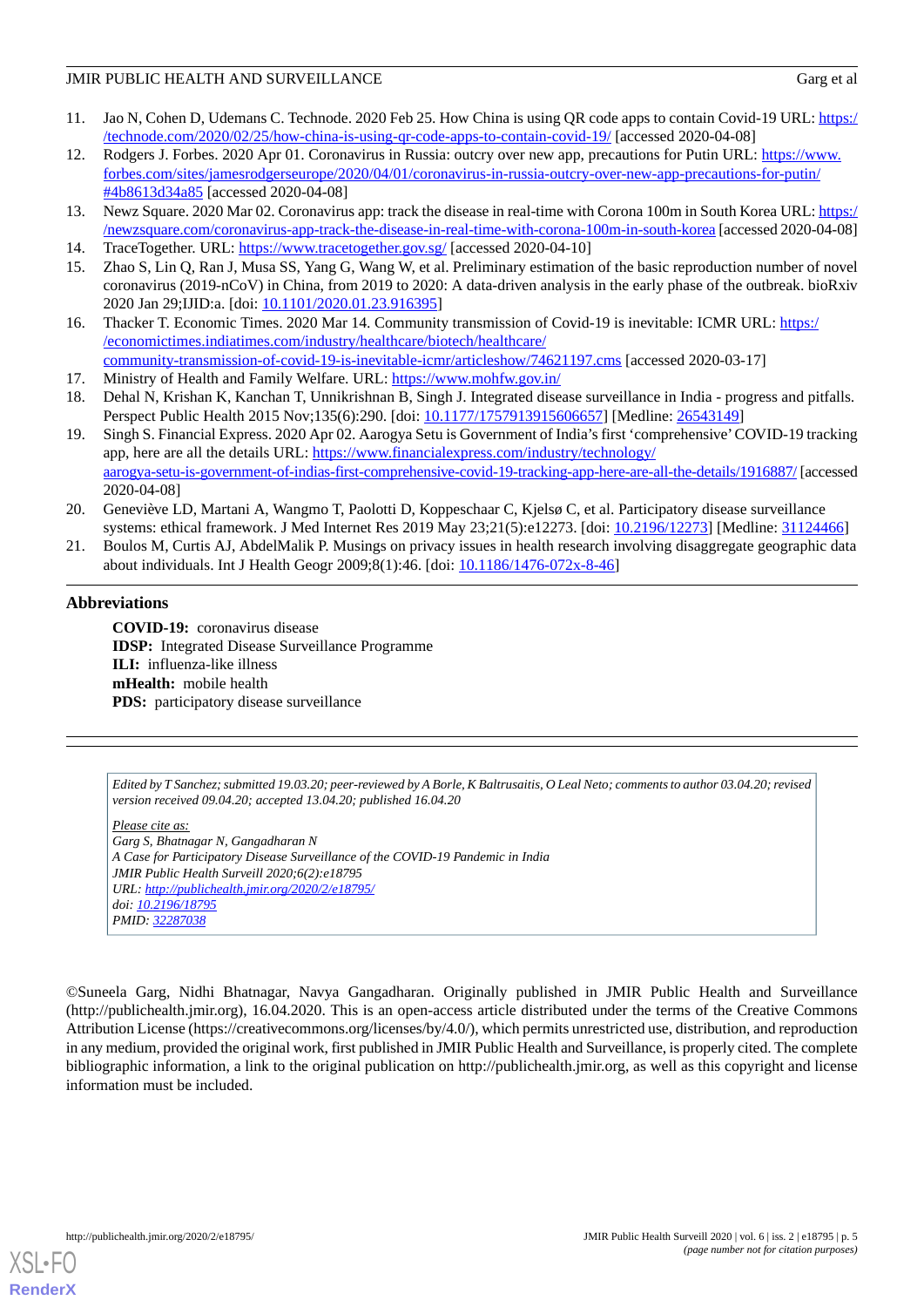11. Jao N, Cohen D, Udemans C. Technode. 2020 Feb 25. How China is using QR code apps to contain Covid-19 URL: https://technode.com/2020/02/25/how-china-is-using-qr-code-apps-to-contain-covid-19/ [accessed 2020-04-08]
12. Rodgers J. Forbes. 2020 Apr 01. Coronavirus in Russia: outcry over new app, precautions for Putin URL: https://www.forbes.com/sites/jamesrodgerseurope/2020/04/01/coronavirus-in-russia-outcry-over-new-app-precautions-for-putin/#4b8613d34a85 [accessed 2020-04-08]
13. Newz Square. 2020 Mar 02. Coronavirus app: track the disease in real-time with Corona 100m in South Korea URL: https://newzsquare.com/coronavirus-app-track-the-disease-in-real-time-with-corona-100m-in-south-korea [accessed 2020-04-08]
14. TraceTogether. URL: https://www.tracetogether.gov.sg/ [accessed 2020-04-10]
15. Zhao S, Lin Q, Ran J, Musa SS, Yang G, Wang W, et al. Preliminary estimation of the basic reproduction number of novel coronavirus (2019-nCoV) in China, from 2019 to 2020: A data-driven analysis in the early phase of the outbreak. bioRxiv 2020 Jan 29;IJID:a. [doi: 10.1101/2020.01.23.916395]
16. Thacker T. Economic Times. 2020 Mar 14. Community transmission of Covid-19 is inevitable: ICMR URL: https://economictimes.indiatimes.com/industry/healthcare/biotech/healthcare/community-transmission-of-covid-19-is-inevitable-icmr/articleshow/74621197.cms [accessed 2020-03-17]
17. Ministry of Health and Family Welfare. URL: https://www.mohfw.gov.in/
18. Dehal N, Krishan K, Kanchan T, Unnikrishnan B, Singh J. Integrated disease surveillance in India - progress and pitfalls. Perspect Public Health 2015 Nov;135(6):290. [doi: 10.1177/1757913915606657] [Medline: 26543149]
19. Singh S. Financial Express. 2020 Apr 02. Aarogya Setu is Government of India's first 'comprehensive' COVID-19 tracking app, here are all the details URL: https://www.financialexpress.com/industry/technology/aarogya-setu-is-government-of-indias-first-comprehensive-covid-19-tracking-app-here-are-all-the-details/1916887/ [accessed 2020-04-08]
20. Geneviève LD, Martani A, Wangmo T, Paolotti D, Koppeschaar C, Kjelsø C, et al. Participatory disease surveillance systems: ethical framework. J Med Internet Res 2019 May 23;21(5):e12273. [doi: 10.2196/12273] [Medline: 31124466]
21. Boulos M, Curtis AJ, AbdelMalik P. Musings on privacy issues in health research involving disaggregate geographic data about individuals. Int J Health Geogr 2009;8(1):46. [doi: 10.1186/1476-072x-8-46]

## Abbreviations

**COVID-19:** coronavirus disease
**IDSP:** Integrated Disease Surveillance Programme
**ILI:** influenza-like illness
**mHealth:** mobile health
**PDS:** participatory disease surveillance

---

*Edited by T Sanchez; submitted 19.03.20; peer-reviewed by A Borle, K Baltrusaitis, O Leal Neto; comments to author 03.04.20; revised version received 09.04.20; accepted 13.04.20; published 16.04.20*

*Please cite as:*
*Garg S, Bhatnagar N, Gangadharan N*
*A Case for Participatory Disease Surveillance of the COVID-19 Pandemic in India*
*JMIR Public Health Surveill 2020;6(2):e18795*
*URL: http://publichealth.jmir.org/2020/2/e18795/*
*doi: 10.2196/18795*
*PMID: 32287038*

©Suneela Garg, Nidhi Bhatnagar, Navya Gangadharan. Originally published in JMIR Public Health and Surveillance (http://publichealth.jmir.org), 16.04.2020. This is an open-access article distributed under the terms of the Creative Commons Attribution License (https://creativecommons.org/licenses/by/4.0/), which permits unrestricted use, distribution, and reproduction in any medium, provided the original work, first published in JMIR Public Health and Surveillance, is properly cited. The complete bibliographic information, a link to the original publication on http://publichealth.jmir.org, as well as this copyright and license information must be included.